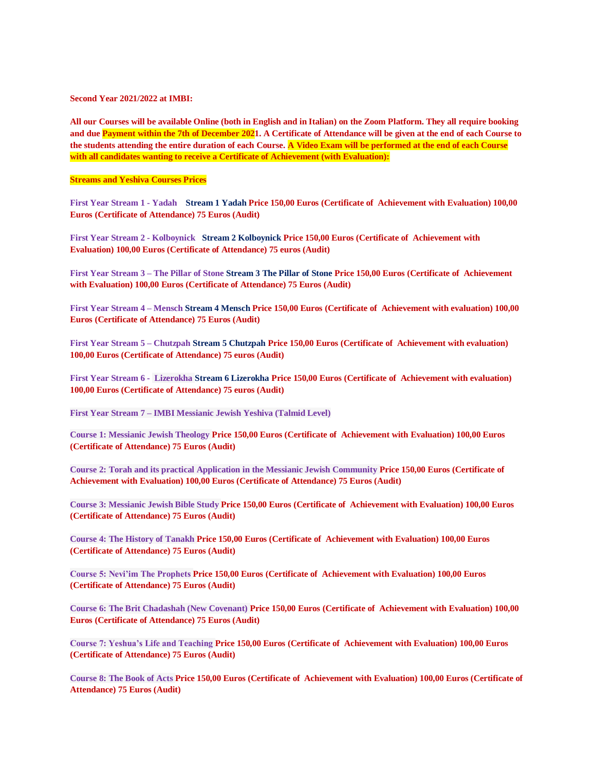**Second Year 2021/2022 at IMBI:**

**All our Courses will be available Online (both in English and in Italian) on the Zoom Platform. They all require booking and due Payment within the 7th of December 2021. A Certificate of Attendance will be given at the end of each Course to the students attending the entire duration of each Course. A Video Exam will be performed at the end of each Course with all candidates wanting to receive a Certificate of Achievement (with Evaluation):**

**Streams and Yeshiva Courses Prices**

**First Year Stream 1 - Yadah Stream 1 Yadah Price 150,00 Euros (Certificate of Achievement with Evaluation) 100,00 Euros (Certificate of Attendance) 75 Euros (Audit)**

**First Year Stream 2 - Kolboynick Stream 2 Kolboynick Price 150,00 Euros (Certificate of Achievement with Evaluation) 100,00 Euros (Certificate of Attendance) 75 euros (Audit)**

**First Year Stream 3 – The Pillar of Stone Stream 3 The Pillar of Stone Price 150,00 Euros (Certificate of Achievement with Evaluation) 100,00 Euros (Certificate of Attendance) 75 Euros (Audit)**

**First Year Stream 4 – Mensch Stream 4 Mensch Price 150,00 Euros (Certificate of Achievement with evaluation) 100,00 Euros (Certificate of Attendance) 75 Euros (Audit)**

**First Year Stream 5 – Chutzpah Stream 5 Chutzpah Price 150,00 Euros (Certificate of Achievement with evaluation) 100,00 Euros (Certificate of Attendance) 75 euros (Audit)**

**First Year Stream 6 - Lizerokha Stream 6 Lizerokha Price 150,00 Euros (Certificate of Achievement with evaluation) 100,00 Euros (Certificate of Attendance) 75 euros (Audit)**

**First Year Stream 7 – IMBI Messianic Jewish Yeshiva (Talmid Level)**

**Course 1: Messianic Jewish Theology Price 150,00 Euros (Certificate of Achievement with Evaluation) 100,00 Euros (Certificate of Attendance) 75 Euros (Audit)**

**Course 2: Torah and its practical Application in the Messianic Jewish Community Price 150,00 Euros (Certificate of Achievement with Evaluation) 100,00 Euros (Certificate of Attendance) 75 Euros (Audit)**

**Course 3: Messianic Jewish Bible Study Price 150,00 Euros (Certificate of Achievement with Evaluation) 100,00 Euros (Certificate of Attendance) 75 Euros (Audit)**

**Course 4: The History of Tanakh Price 150,00 Euros (Certificate of Achievement with Evaluation) 100,00 Euros (Certificate of Attendance) 75 Euros (Audit)**

**Course 5: Nevi'im The Prophets Price 150,00 Euros (Certificate of Achievement with Evaluation) 100,00 Euros (Certificate of Attendance) 75 Euros (Audit)**

**Course 6: The Brit Chadashah (New Covenant) Price 150,00 Euros (Certificate of Achievement with Evaluation) 100,00 Euros (Certificate of Attendance) 75 Euros (Audit)**

**Course 7: Yeshua's Life and Teaching Price 150,00 Euros (Certificate of Achievement with Evaluation) 100,00 Euros (Certificate of Attendance) 75 Euros (Audit)**

**Course 8: The Book of Acts Price 150,00 Euros (Certificate of Achievement with Evaluation) 100,00 Euros (Certificate of Attendance) 75 Euros (Audit)**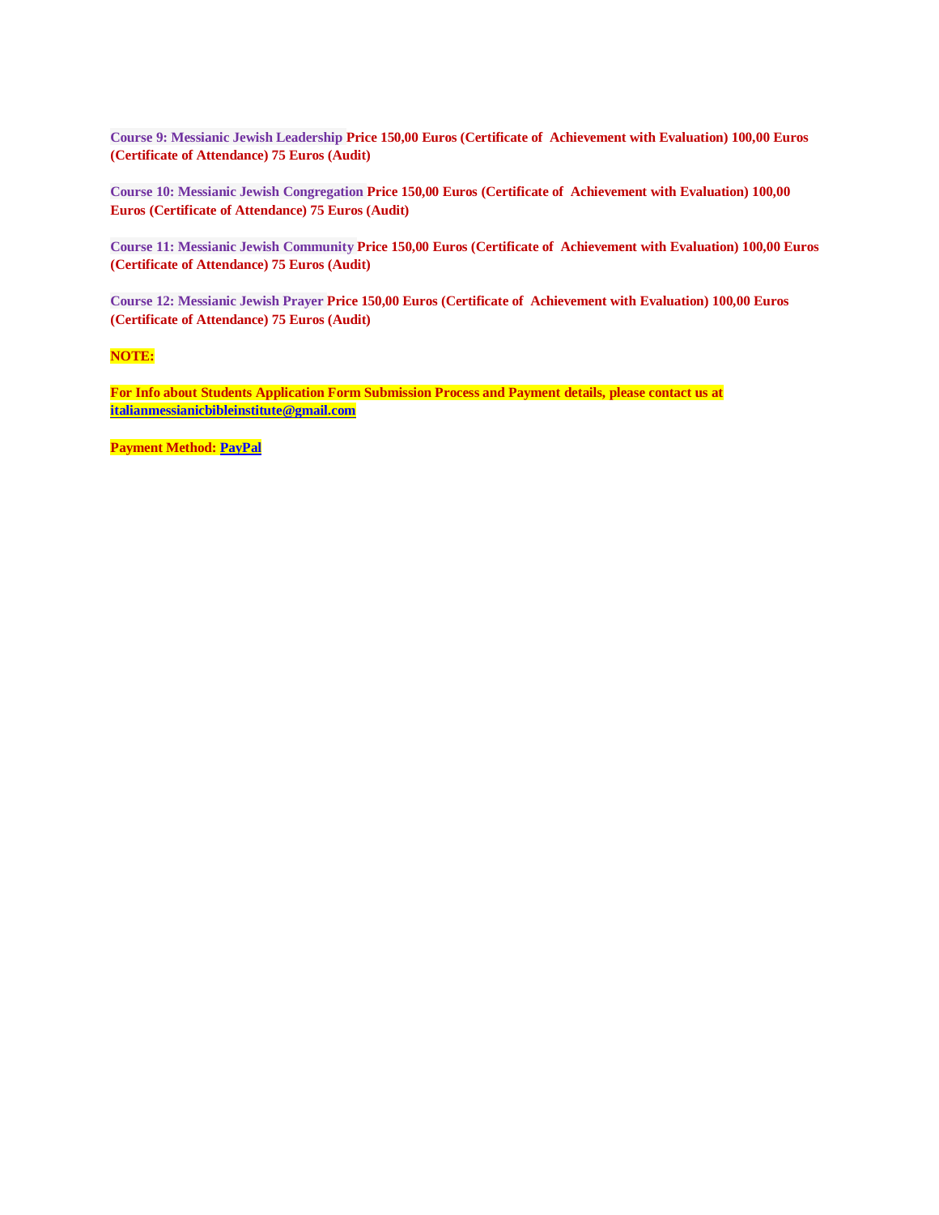**Course 9: Messianic Jewish Leadership Price 150,00 Euros (Certificate of Achievement with Evaluation) 100,00 Euros (Certificate of Attendance) 75 Euros (Audit)**

**Course 10: Messianic Jewish Congregation Price 150,00 Euros (Certificate of Achievement with Evaluation) 100,00 Euros (Certificate of Attendance) 75 Euros (Audit)**

**Course 11: Messianic Jewish Community Price 150,00 Euros (Certificate of Achievement with Evaluation) 100,00 Euros (Certificate of Attendance) 75 Euros (Audit)**

**Course 12: Messianic Jewish Prayer Price 150,00 Euros (Certificate of Achievement with Evaluation) 100,00 Euros (Certificate of Attendance) 75 Euros (Audit)**

**NOTE:**

**For Info about Students Application Form Submission Process and Payment details, please contact us at italianmessianicbibleinstitute@gmail.com**

**Payment Method: PayPal**